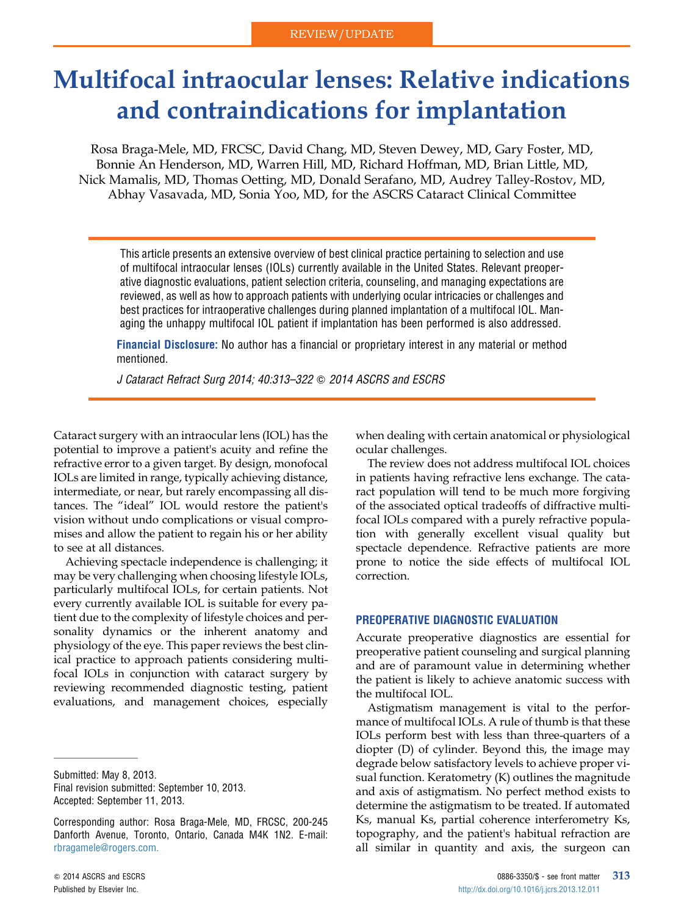REVIEW/UPDATE

# Multifocal intraocular lenses: Relative indications and contraindications for implantation

Rosa Braga-Mele, MD, FRCSC, David Chang, MD, Steven Dewey, MD, Gary Foster, MD, Bonnie An Henderson, MD, Warren Hill, MD, Richard Hoffman, MD, Brian Little, MD, Nick Mamalis, MD, Thomas Oetting, MD, Donald Serafano, MD, Audrey Talley-Rostov, MD, Abhay Vasavada, MD, Sonia Yoo, MD, for the ASCRS Cataract Clinical Committee

This article presents an extensive overview of best clinical practice pertaining to selection and use of multifocal intraocular lenses (IOLs) currently available in the United States. Relevant preoperative diagnostic evaluations, patient selection criteria, counseling, and managing expectations are reviewed, as well as how to approach patients with underlying ocular intricacies or challenges and best practices for intraoperative challenges during planned implantation of a multifocal IOL. Managing the unhappy multifocal IOL patient if implantation has been performed is also addressed.

**Financial Disclosure:** No author has a financial or proprietary interest in any material or method mentioned.

*J Cataract Refract Surg 2014; 40:313–322 © 2014 ASCRS and ESCRS*

Cataract surgery with an intraocular lens (IOL) has the potential to improve a patient's acuity and refine the refractive error to a given target. By design, monofocal IOLs are limited in range, typically achieving distance, intermediate, or near, but rarely encompassing all distances. The "ideal" IOL would restore the patient's vision without undo complications or visual compromises and allow the patient to regain his or her ability to see at all distances.

Achieving spectacle independence is challenging; it may be very challenging when choosing lifestyle IOLs, particularly multifocal IOLs, for certain patients. Not every currently available IOL is suitable for every patient due to the complexity of lifestyle choices and personality dynamics or the inherent anatomy and physiology of the eye. This paper reviews the best clinical practice to approach patients considering multifocal IOLs in conjunction with cataract surgery by reviewing recommended diagnostic testing, patient evaluations, and management choices, especially when dealing with certain anatomical or physiological ocular challenges.

The review does not address multifocal IOL choices in patients having refractive lens exchange. The cataract population will tend to be much more forgiving of the associated optical tradeoffs of diffractive multifocal IOLs compared with a purely refractive population with generally excellent visual quality but spectacle dependence. Refractive patients are more prone to notice the side effects of multifocal IOL correction.

## PREOPERATIVE DIAGNOSTIC EVALUATION

Accurate preoperative diagnostics are essential for preoperative patient counseling and surgical planning and are of paramount value in determining whether the patient is likely to achieve anatomic success with the multifocal IOL.

Astigmatism management is vital to the performance of multifocal IOLs. A rule of thumb is that these IOLs perform best with less than three-quarters of a diopter (D) of cylinder. Beyond this, the image may degrade below satisfactory levels to achieve proper visual function. Keratometry (K) outlines the magnitude and axis of astigmatism. No perfect method exists to determine the astigmatism to be treated. If automated Ks, manual Ks, partial coherence interferometry Ks, topography, and the patient's habitual refraction are all similar in quantity and axis, the surgeon can

Submitted: May 8, 2013.
Final revision submitted: September 10, 2013.
Accepted: September 11, 2013.

Corresponding author: Rosa Braga-Mele, MD, FRCSC, 200-245 Danforth Avenue, Toronto, Ontario, Canada M4K 1N2. E-mail: rbragamele@rogers.com.

© 2014 ASCRS and ESCRS
Published by Elsevier Inc.

0886-3350/$ - see front matter
http://dx.doi.org/10.1016/j.jcrs.2013.12.011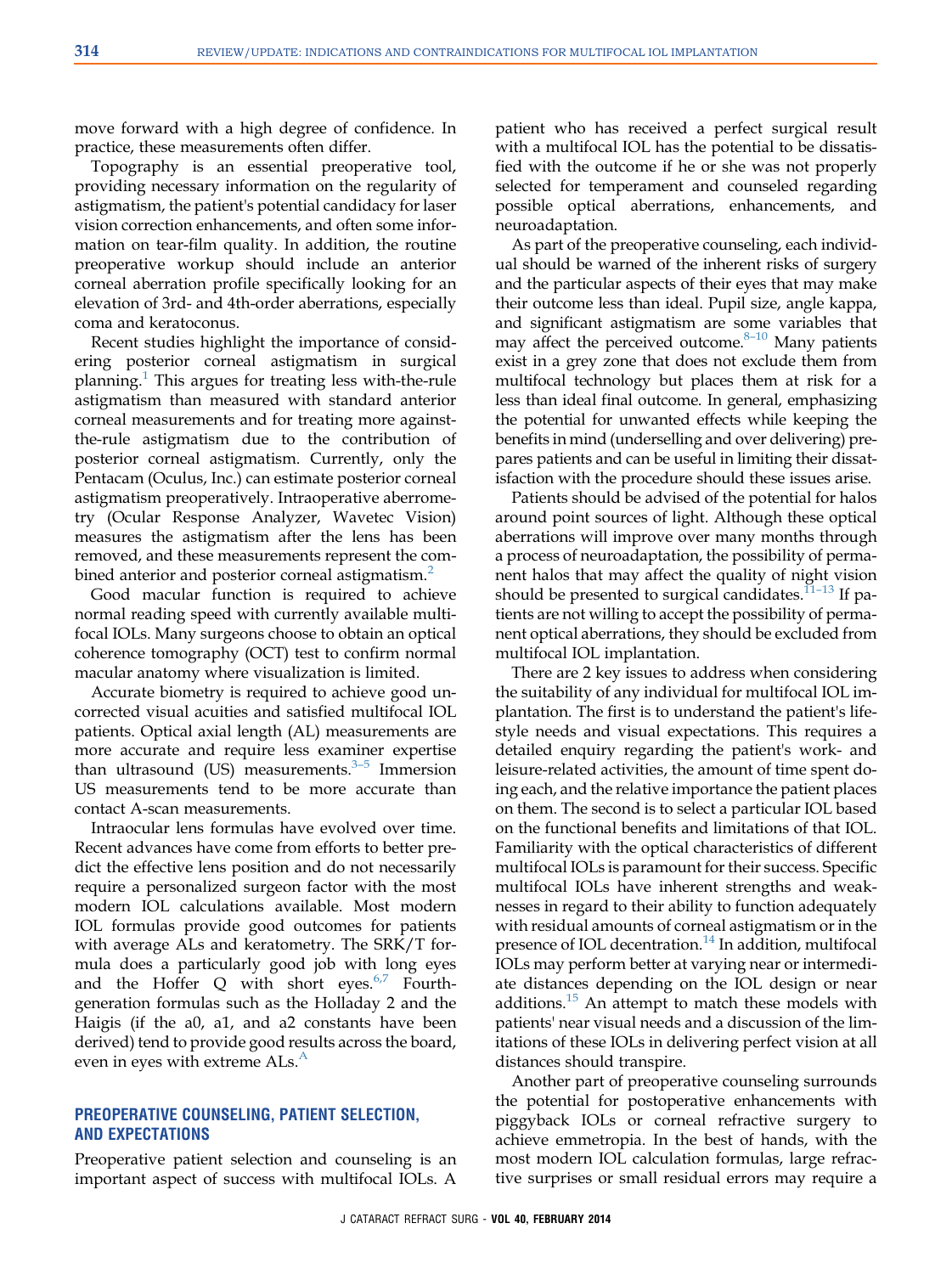move forward with a high degree of confidence. In practice, these measurements often differ.

Topography is an essential preoperative tool, providing necessary information on the regularity of astigmatism, the patient's potential candidacy for laser vision correction enhancements, and often some information on tear-film quality. In addition, the routine preoperative workup should include an anterior corneal aberration profile specifically looking for an elevation of 3rd- and 4th-order aberrations, especially coma and keratoconus.

Recent studies highlight the importance of considering posterior corneal astigmatism in surgical planning.[1] This argues for treating less with-the-rule astigmatism than measured with standard anterior corneal measurements and for treating more against-the-rule astigmatism due to the contribution of posterior corneal astigmatism. Currently, only the Pentacam (Oculus, Inc.) can estimate posterior corneal astigmatism preoperatively. Intraoperative aberrometry (Ocular Response Analyzer, Wavetec Vision) measures the astigmatism after the lens has been removed, and these measurements represent the combined anterior and posterior corneal astigmatism.[2]

Good macular function is required to achieve normal reading speed with currently available multifocal IOLs. Many surgeons choose to obtain an optical coherence tomography (OCT) test to confirm normal macular anatomy where visualization is limited.

Accurate biometry is required to achieve good uncorrected visual acuities and satisfied multifocal IOL patients. Optical axial length (AL) measurements are more accurate and require less examiner expertise than ultrasound (US) measurements.[3–5] Immersion US measurements tend to be more accurate than contact A-scan measurements.

Intraocular lens formulas have evolved over time. Recent advances have come from efforts to better predict the effective lens position and do not necessarily require a personalized surgeon factor with the most modern IOL calculations available. Most modern IOL formulas provide good outcomes for patients with average ALs and keratometry. The SRK/T formula does a particularly good job with long eyes and the Hoffer Q with short eyes.[6,7] Fourth-generation formulas such as the Holladay 2 and the Haigis (if the a0, a1, and a2 constants have been derived) tend to provide good results across the board, even in eyes with extreme ALs.[A]

## PREOPERATIVE COUNSELING, PATIENT SELECTION, AND EXPECTATIONS

Preoperative patient selection and counseling is an important aspect of success with multifocal IOLs. A patient who has received a perfect surgical result with a multifocal IOL has the potential to be dissatisfied with the outcome if he or she was not properly selected for temperament and counseled regarding possible optical aberrations, enhancements, and neuroadaptation.

As part of the preoperative counseling, each individual should be warned of the inherent risks of surgery and the particular aspects of their eyes that may make their outcome less than ideal. Pupil size, angle kappa, and significant astigmatism are some variables that may affect the perceived outcome.[8–10] Many patients exist in a grey zone that does not exclude them from multifocal technology but places them at risk for a less than ideal final outcome. In general, emphasizing the potential for unwanted effects while keeping the benefits in mind (underselling and over delivering) prepares patients and can be useful in limiting their dissatisfaction with the procedure should these issues arise.

Patients should be advised of the potential for halos around point sources of light. Although these optical aberrations will improve over many months through a process of neuroadaptation, the possibility of permanent halos that may affect the quality of night vision should be presented to surgical candidates.[11–13] If patients are not willing to accept the possibility of permanent optical aberrations, they should be excluded from multifocal IOL implantation.

There are 2 key issues to address when considering the suitability of any individual for multifocal IOL implantation. The first is to understand the patient's lifestyle needs and visual expectations. This requires a detailed enquiry regarding the patient's work- and leisure-related activities, the amount of time spent doing each, and the relative importance the patient places on them. The second is to select a particular IOL based on the functional benefits and limitations of that IOL. Familiarity with the optical characteristics of different multifocal IOLs is paramount for their success. Specific multifocal IOLs have inherent strengths and weaknesses in regard to their ability to function adequately with residual amounts of corneal astigmatism or in the presence of IOL decentration.[14] In addition, multifocal IOLs may perform better at varying near or intermediate distances depending on the IOL design or near additions.[15] An attempt to match these models with patients' near visual needs and a discussion of the limitations of these IOLs in delivering perfect vision at all distances should transpire.

Another part of preoperative counseling surrounds the potential for postoperative enhancements with piggyback IOLs or corneal refractive surgery to achieve emmetropia. In the best of hands, with the most modern IOL calculation formulas, large refractive surprises or small residual errors may require a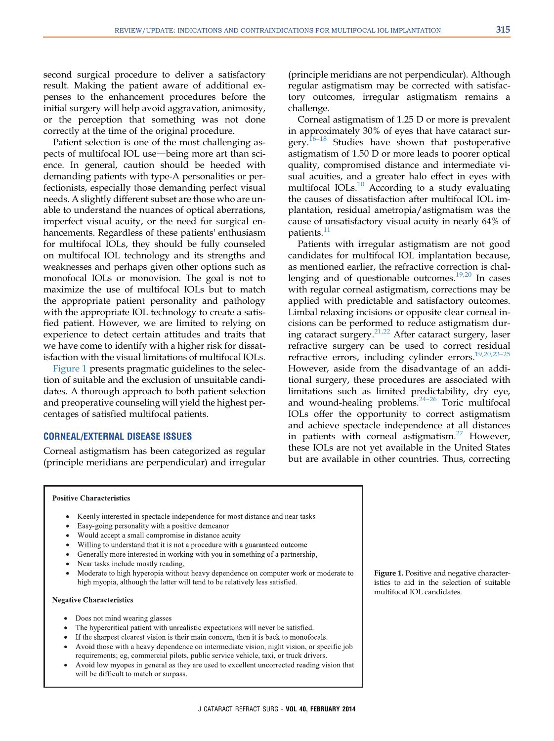second surgical procedure to deliver a satisfactory result. Making the patient aware of additional expenses to the enhancement procedures before the initial surgery will help avoid aggravation, animosity, or the perception that something was not done correctly at the time of the original procedure.

Patient selection is one of the most challenging aspects of multifocal IOL use—being more art than science. In general, caution should be heeded with demanding patients with type-A personalities or perfectionists, especially those demanding perfect visual needs. A slightly different subset are those who are unable to understand the nuances of optical aberrations, imperfect visual acuity, or the need for surgical enhancements. Regardless of these patients' enthusiasm for multifocal IOLs, they should be fully counseled on multifocal IOL technology and its strengths and weaknesses and perhaps given other options such as monofocal IOLs or monovision. The goal is not to maximize the use of multifocal IOLs but to match the appropriate patient personality and pathology with the appropriate IOL technology to create a satisfied patient. However, we are limited to relying on experience to detect certain attitudes and traits that we have come to identify with a higher risk for dissatisfaction with the visual limitations of multifocal IOLs.

Figure 1 presents pragmatic guidelines to the selection of suitable and the exclusion of unsuitable candidates. A thorough approach to both patient selection and preoperative counseling will yield the highest percentages of satisfied multifocal patients.

## CORNEAL/EXTERNAL DISEASE ISSUES

Corneal astigmatism has been categorized as regular (principle meridians are perpendicular) and irregular (principle meridians are not perpendicular). Although regular astigmatism may be corrected with satisfactory outcomes, irregular astigmatism remains a challenge.

Corneal astigmatism of 1.25 D or more is prevalent in approximately 30% of eyes that have cataract surgery.[16–18] Studies have shown that postoperative astigmatism of 1.50 D or more leads to poorer optical quality, compromised distance and intermediate visual acuities, and a greater halo effect in eyes with multifocal IOLs.[10] According to a study evaluating the causes of dissatisfaction after multifocal IOL implantation, residual ametropia/astigmatism was the cause of unsatisfactory visual acuity in nearly 64% of patients.[11]

Patients with irregular astigmatism are not good candidates for multifocal IOL implantation because, as mentioned earlier, the refractive correction is challenging and of questionable outcomes.[19,20] In cases with regular corneal astigmatism, corrections may be applied with predictable and satisfactory outcomes. Limbal relaxing incisions or opposite clear corneal incisions can be performed to reduce astigmatism during cataract surgery.[21,22] After cataract surgery, laser refractive surgery can be used to correct residual refractive errors, including cylinder errors.[19,20,23–25] However, aside from the disadvantage of an additional surgery, these procedures are associated with limitations such as limited predictability, dry eye, and wound-healing problems.[24–26] Toric multifocal IOLs offer the opportunity to correct astigmatism and achieve spectacle independence at all distances in patients with corneal astigmatism.[27] However, these IOLs are not yet available in the United States but are available in other countries. Thus, correcting

**Positive Characteristics**

- Keenly interested in spectacle independence for most distance and near tasks
- Easy-going personality with a positive demeanor
- Would accept a small compromise in distance acuity
- Willing to understand that it is not a procedure with a guaranteed outcome
- Generally more interested in working with you in something of a partnership,
- Near tasks include mostly reading,
- Moderate to high hyperopia without heavy dependence on computer work or moderate to high myopia, although the latter will tend to be relatively less satisfied.

**Negative Characteristics**

- Does not mind wearing glasses
- The hypercritical patient with unrealistic expectations will never be satisfied.
- If the sharpest clearest vision is their main concern, then it is back to monofocals.
- Avoid those with a heavy dependence on intermediate vision, night vision, or specific job requirements; eg, commercial pilots, public service vehicle, taxi, or truck drivers.
- Avoid low myopes in general as they are used to excellent uncorrected reading vision that will be difficult to match or surpass.

**Figure 1.** Positive and negative characteristics to aid in the selection of suitable multifocal IOL candidates.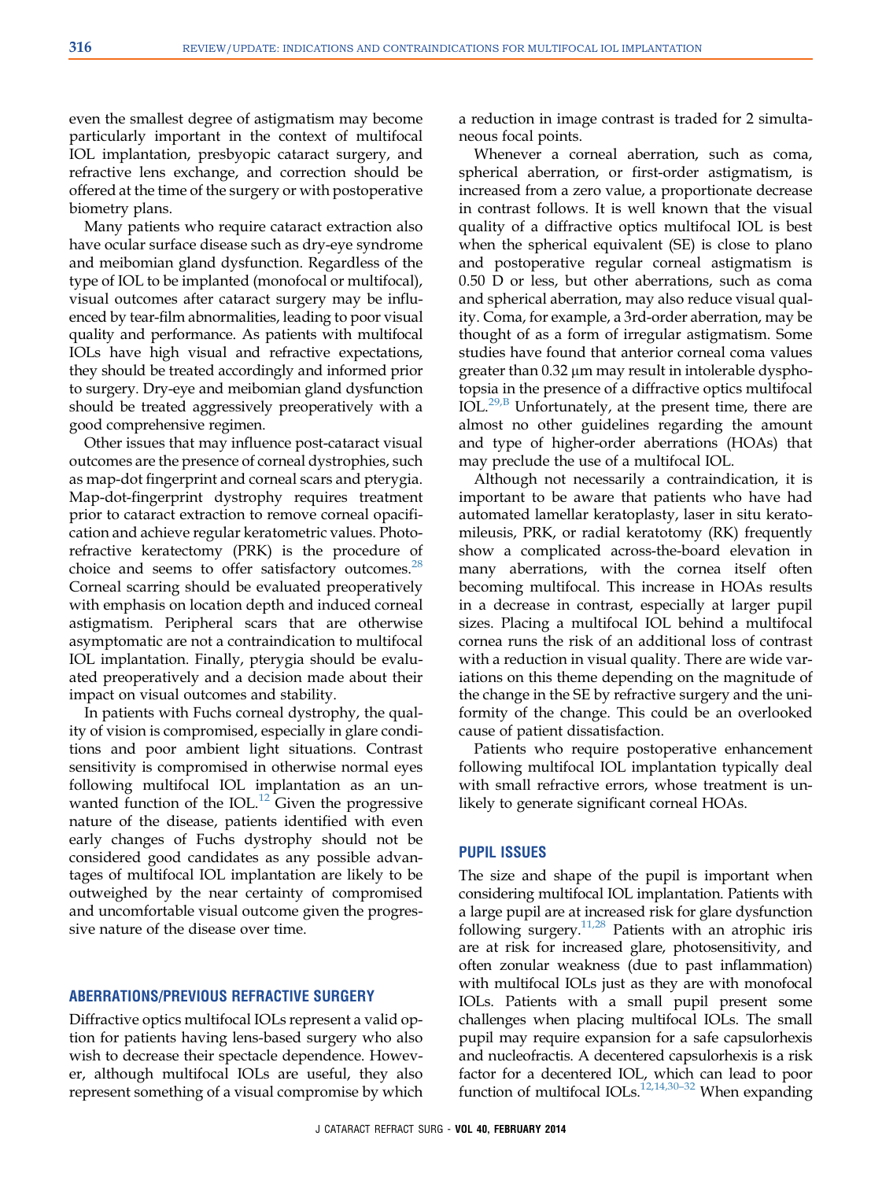even the smallest degree of astigmatism may become particularly important in the context of multifocal IOL implantation, presbyopic cataract surgery, and refractive lens exchange, and correction should be offered at the time of the surgery or with postoperative biometry plans.

Many patients who require cataract extraction also have ocular surface disease such as dry-eye syndrome and meibomian gland dysfunction. Regardless of the type of IOL to be implanted (monofocal or multifocal), visual outcomes after cataract surgery may be influenced by tear-film abnormalities, leading to poor visual quality and performance. As patients with multifocal IOLs have high visual and refractive expectations, they should be treated accordingly and informed prior to surgery. Dry-eye and meibomian gland dysfunction should be treated aggressively preoperatively with a good comprehensive regimen.

Other issues that may influence post-cataract visual outcomes are the presence of corneal dystrophies, such as map-dot fingerprint and corneal scars and pterygia. Map-dot-fingerprint dystrophy requires treatment prior to cataract extraction to remove corneal opacification and achieve regular keratometric values. Photorefractive keratectomy (PRK) is the procedure of choice and seems to offer satisfactory outcomes.[28] Corneal scarring should be evaluated preoperatively with emphasis on location depth and induced corneal astigmatism. Peripheral scars that are otherwise asymptomatic are not a contraindication to multifocal IOL implantation. Finally, pterygia should be evaluated preoperatively and a decision made about their impact on visual outcomes and stability.

In patients with Fuchs corneal dystrophy, the quality of vision is compromised, especially in glare conditions and poor ambient light situations. Contrast sensitivity is compromised in otherwise normal eyes following multifocal IOL implantation as an unwanted function of the IOL.[12] Given the progressive nature of the disease, patients identified with even early changes of Fuchs dystrophy should not be considered good candidates as any possible advantages of multifocal IOL implantation are likely to be outweighed by the near certainty of compromised and uncomfortable visual outcome given the progressive nature of the disease over time.

## ABERRATIONS/PREVIOUS REFRACTIVE SURGERY

Diffractive optics multifocal IOLs represent a valid option for patients having lens-based surgery who also wish to decrease their spectacle dependence. However, although multifocal IOLs are useful, they also represent something of a visual compromise by which a reduction in image contrast is traded for 2 simultaneous focal points.

Whenever a corneal aberration, such as coma, spherical aberration, or first-order astigmatism, is increased from a zero value, a proportionate decrease in contrast follows. It is well known that the visual quality of a diffractive optics multifocal IOL is best when the spherical equivalent (SE) is close to plano and postoperative regular corneal astigmatism is 0.50 D or less, but other aberrations, such as coma and spherical aberration, may also reduce visual quality. Coma, for example, a 3rd-order aberration, may be thought of as a form of irregular astigmatism. Some studies have found that anterior corneal coma values greater than 0.32 μm may result in intolerable dysphotopsia in the presence of a diffractive optics multifocal IOL.[29,B] Unfortunately, at the present time, there are almost no other guidelines regarding the amount and type of higher-order aberrations (HOAs) that may preclude the use of a multifocal IOL.

Although not necessarily a contraindication, it is important to be aware that patients who have had automated lamellar keratoplasty, laser in situ keratomileusis, PRK, or radial keratotomy (RK) frequently show a complicated across-the-board elevation in many aberrations, with the cornea itself often becoming multifocal. This increase in HOAs results in a decrease in contrast, especially at larger pupil sizes. Placing a multifocal IOL behind a multifocal cornea runs the risk of an additional loss of contrast with a reduction in visual quality. There are wide variations on this theme depending on the magnitude of the change in the SE by refractive surgery and the uniformity of the change. This could be an overlooked cause of patient dissatisfaction.

Patients who require postoperative enhancement following multifocal IOL implantation typically deal with small refractive errors, whose treatment is unlikely to generate significant corneal HOAs.

## PUPIL ISSUES

The size and shape of the pupil is important when considering multifocal IOL implantation. Patients with a large pupil are at increased risk for glare dysfunction following surgery.[11,28] Patients with an atrophic iris are at risk for increased glare, photosensitivity, and often zonular weakness (due to past inflammation) with multifocal IOLs just as they are with monofocal IOLs. Patients with a small pupil present some challenges when placing multifocal IOLs. The small pupil may require expansion for a safe capsulorhexis and nucleofractis. A decentered capsulorhexis is a risk factor for a decentered IOL, which can lead to poor function of multifocal IOLs.[12,14,30–32] When expanding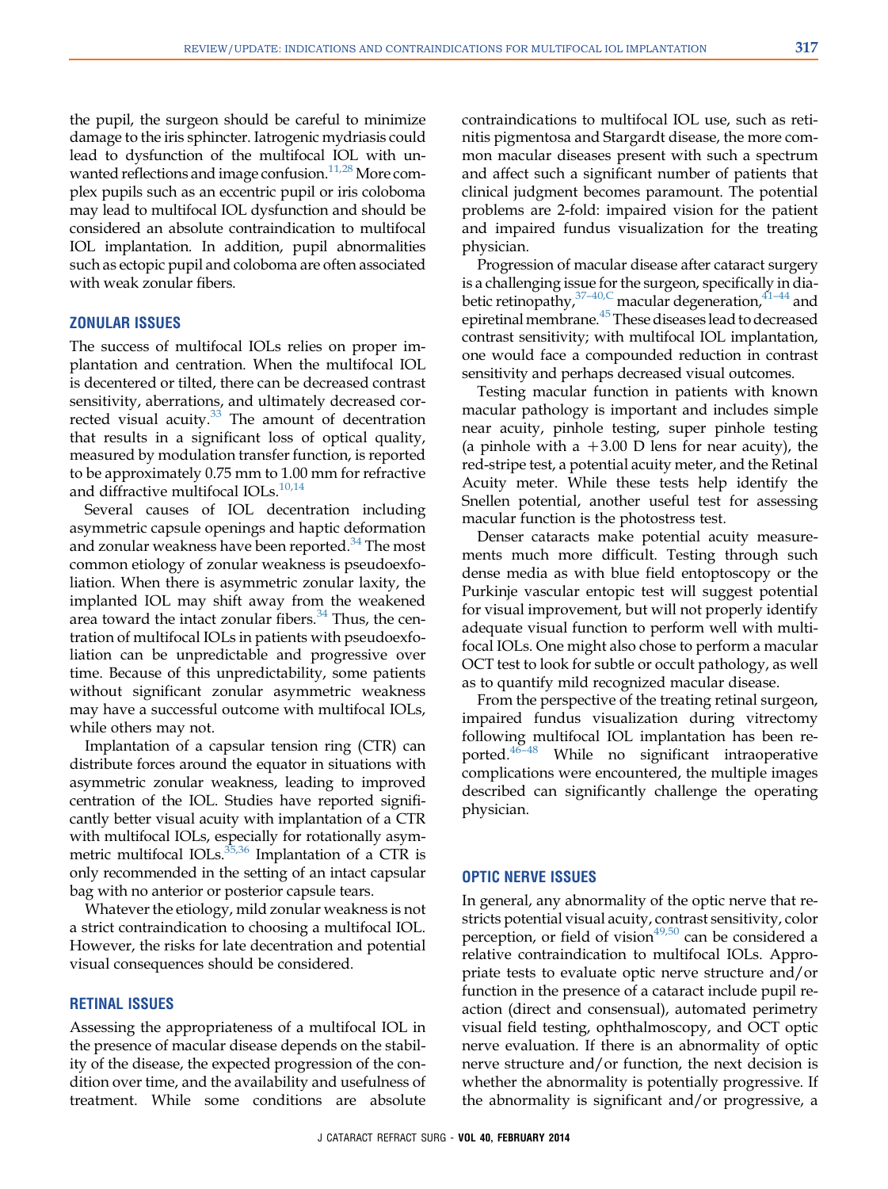the pupil, the surgeon should be careful to minimize damage to the iris sphincter. Iatrogenic mydriasis could lead to dysfunction of the multifocal IOL with unwanted reflections and image confusion.[11,28] More complex pupils such as an eccentric pupil or iris coloboma may lead to multifocal IOL dysfunction and should be considered an absolute contraindication to multifocal IOL implantation. In addition, pupil abnormalities such as ectopic pupil and coloboma are often associated with weak zonular fibers.

## ZONULAR ISSUES

The success of multifocal IOLs relies on proper implantation and centration. When the multifocal IOL is decentered or tilted, there can be decreased contrast sensitivity, aberrations, and ultimately decreased corrected visual acuity.[33] The amount of decentration that results in a significant loss of optical quality, measured by modulation transfer function, is reported to be approximately 0.75 mm to 1.00 mm for refractive and diffractive multifocal IOLs.[10,14]

Several causes of IOL decentration including asymmetric capsule openings and haptic deformation and zonular weakness have been reported.[34] The most common etiology of zonular weakness is pseudoexfoliation. When there is asymmetric zonular laxity, the implanted IOL may shift away from the weakened area toward the intact zonular fibers.[34] Thus, the centration of multifocal IOLs in patients with pseudoexfoliation can be unpredictable and progressive over time. Because of this unpredictability, some patients without significant zonular asymmetric weakness may have a successful outcome with multifocal IOLs, while others may not.

Implantation of a capsular tension ring (CTR) can distribute forces around the equator in situations with asymmetric zonular weakness, leading to improved centration of the IOL. Studies have reported significantly better visual acuity with implantation of a CTR with multifocal IOLs, especially for rotationally asymmetric multifocal IOLs.[35,36] Implantation of a CTR is only recommended in the setting of an intact capsular bag with no anterior or posterior capsule tears.

Whatever the etiology, mild zonular weakness is not a strict contraindication to choosing a multifocal IOL. However, the risks for late decentration and potential visual consequences should be considered.

## RETINAL ISSUES

Assessing the appropriateness of a multifocal IOL in the presence of macular disease depends on the stability of the disease, the expected progression of the condition over time, and the availability and usefulness of treatment. While some conditions are absolute contraindications to multifocal IOL use, such as retinitis pigmentosa and Stargardt disease, the more common macular diseases present with such a spectrum and affect such a significant number of patients that clinical judgment becomes paramount. The potential problems are 2-fold: impaired vision for the patient and impaired fundus visualization for the treating physician.

Progression of macular disease after cataract surgery is a challenging issue for the surgeon, specifically in diabetic retinopathy,[37–40,C] macular degeneration,[41–44] and epiretinal membrane.[45] These diseases lead to decreased contrast sensitivity; with multifocal IOL implantation, one would face a compounded reduction in contrast sensitivity and perhaps decreased visual outcomes.

Testing macular function in patients with known macular pathology is important and includes simple near acuity, pinhole testing, super pinhole testing (a pinhole with a +3.00 D lens for near acuity), the red-stripe test, a potential acuity meter, and the Retinal Acuity meter. While these tests help identify the Snellen potential, another useful test for assessing macular function is the photostress test.

Denser cataracts make potential acuity measurements much more difficult. Testing through such dense media as with blue field entoptoscopy or the Purkinje vascular entopic test will suggest potential for visual improvement, but will not properly identify adequate visual function to perform well with multifocal IOLs. One might also chose to perform a macular OCT test to look for subtle or occult pathology, as well as to quantify mild recognized macular disease.

From the perspective of the treating retinal surgeon, impaired fundus visualization during vitrectomy following multifocal IOL implantation has been reported.[46–48] While no significant intraoperative complications were encountered, the multiple images described can significantly challenge the operating physician.

## OPTIC NERVE ISSUES

In general, any abnormality of the optic nerve that restricts potential visual acuity, contrast sensitivity, color perception, or field of vision[49,50] can be considered a relative contraindication to multifocal IOLs. Appropriate tests to evaluate optic nerve structure and/or function in the presence of a cataract include pupil reaction (direct and consensual), automated perimetry visual field testing, ophthalmoscopy, and OCT optic nerve evaluation. If there is an abnormality of optic nerve structure and/or function, the next decision is whether the abnormality is potentially progressive. If the abnormality is significant and/or progressive, a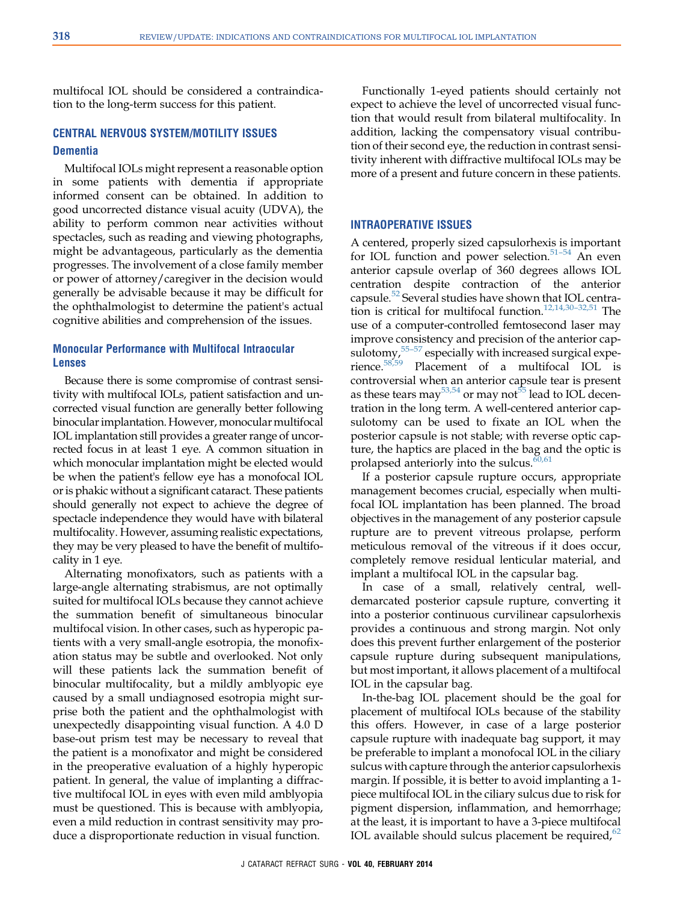multifocal IOL should be considered a contraindication to the long-term success for this patient.

## CENTRAL NERVOUS SYSTEM/MOTILITY ISSUES

### Dementia

Multifocal IOLs might represent a reasonable option in some patients with dementia if appropriate informed consent can be obtained. In addition to good uncorrected distance visual acuity (UDVA), the ability to perform common near activities without spectacles, such as reading and viewing photographs, might be advantageous, particularly as the dementia progresses. The involvement of a close family member or power of attorney/caregiver in the decision would generally be advisable because it may be difficult for the ophthalmologist to determine the patient's actual cognitive abilities and comprehension of the issues.

### Monocular Performance with Multifocal Intraocular Lenses

Because there is some compromise of contrast sensitivity with multifocal IOLs, patient satisfaction and uncorrected visual function are generally better following binocular implantation. However, monocular multifocal IOL implantation still provides a greater range of uncorrected focus in at least 1 eye. A common situation in which monocular implantation might be elected would be when the patient's fellow eye has a monofocal IOL or is phakic without a significant cataract. These patients should generally not expect to achieve the degree of spectacle independence they would have with bilateral multifocality. However, assuming realistic expectations, they may be very pleased to have the benefit of multifocality in 1 eye.

Alternating monofixators, such as patients with a large-angle alternating strabismus, are not optimally suited for multifocal IOLs because they cannot achieve the summation benefit of simultaneous binocular multifocal vision. In other cases, such as hyperopic patients with a very small-angle esotropia, the monofixation status may be subtle and overlooked. Not only will these patients lack the summation benefit of binocular multifocality, but a mildly amblyopic eye caused by a small undiagnosed esotropia might surprise both the patient and the ophthalmologist with unexpectedly disappointing visual function. A 4.0 D base-out prism test may be necessary to reveal that the patient is a monofixator and might be considered in the preoperative evaluation of a highly hyperopic patient. In general, the value of implanting a diffractive multifocal IOL in eyes with even mild amblyopia must be questioned. This is because with amblyopia, even a mild reduction in contrast sensitivity may produce a disproportionate reduction in visual function.

Functionally 1-eyed patients should certainly not expect to achieve the level of uncorrected visual function that would result from bilateral multifocality. In addition, lacking the compensatory visual contribution of their second eye, the reduction in contrast sensitivity inherent with diffractive multifocal IOLs may be more of a present and future concern in these patients.

## INTRAOPERATIVE ISSUES

A centered, properly sized capsulorhexis is important for IOL function and power selection.[51–54] An even anterior capsule overlap of 360 degrees allows IOL centration despite contraction of the anterior capsule.[52] Several studies have shown that IOL centration is critical for multifocal function.[12,14,30–32,51] The use of a computer-controlled femtosecond laser may improve consistency and precision of the anterior capsulotomy,[55–57] especially with increased surgical experience.[58,59] Placement of a multifocal IOL is controversial when an anterior capsule tear is present as these tears may[53,54] or may not[55] lead to IOL decentration in the long term. A well-centered anterior capsulotomy can be used to fixate an IOL when the posterior capsule is not stable; with reverse optic capture, the haptics are placed in the bag and the optic is prolapsed anteriorly into the sulcus.[60,61]

If a posterior capsule rupture occurs, appropriate management becomes crucial, especially when multifocal IOL implantation has been planned. The broad objectives in the management of any posterior capsule rupture are to prevent vitreous prolapse, perform meticulous removal of the vitreous if it does occur, completely remove residual lenticular material, and implant a multifocal IOL in the capsular bag.

In case of a small, relatively central, well-demarcated posterior capsule rupture, converting it into a posterior continuous curvilinear capsulorhexis provides a continuous and strong margin. Not only does this prevent further enlargement of the posterior capsule rupture during subsequent manipulations, but most important, it allows placement of a multifocal IOL in the capsular bag.

In-the-bag IOL placement should be the goal for placement of multifocal IOLs because of the stability this offers. However, in case of a large posterior capsule rupture with inadequate bag support, it may be preferable to implant a monofocal IOL in the ciliary sulcus with capture through the anterior capsulorhexis margin. If possible, it is better to avoid implanting a 1-piece multifocal IOL in the ciliary sulcus due to risk for pigment dispersion, inflammation, and hemorrhage; at the least, it is important to have a 3-piece multifocal IOL available should sulcus placement be required,[62]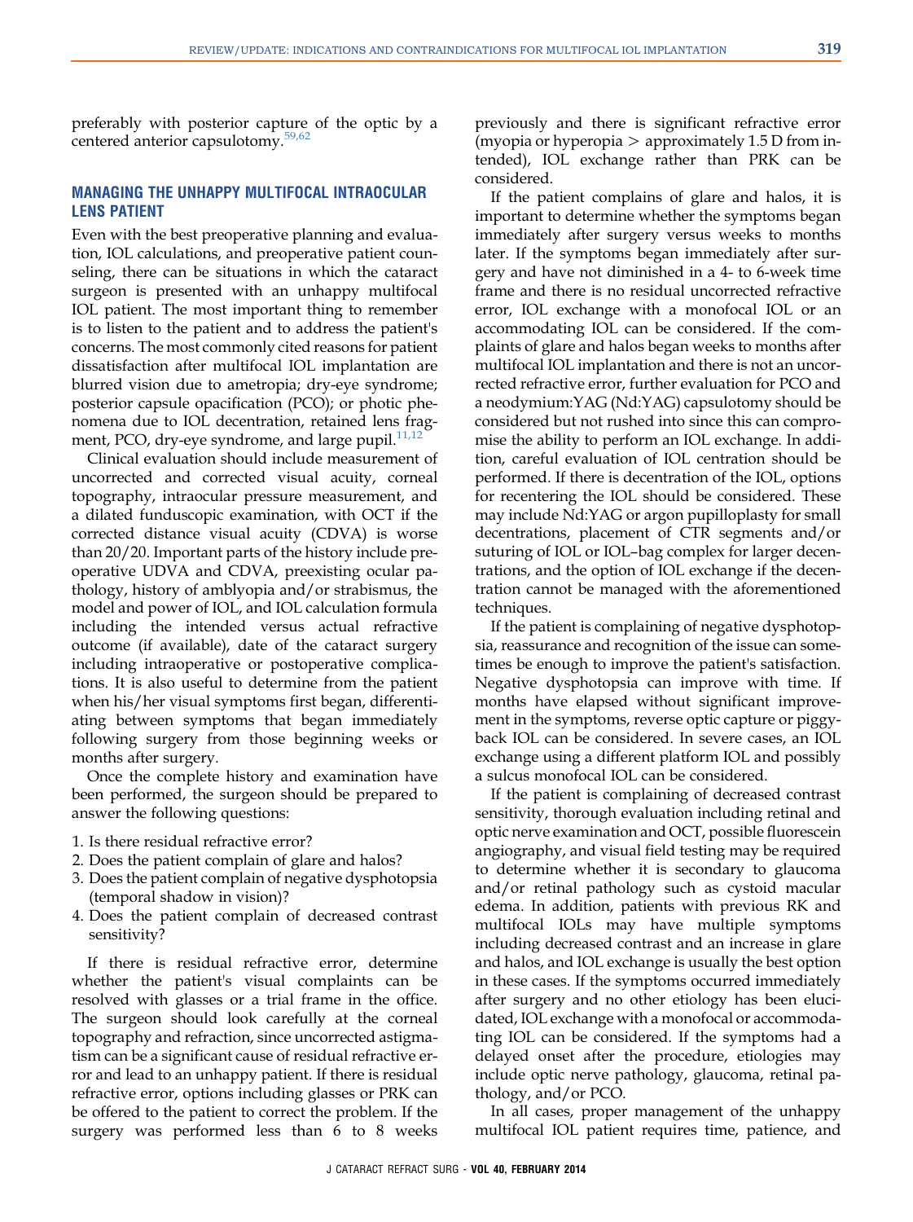preferably with posterior capture of the optic by a centered anterior capsulotomy.[59,62]

## MANAGING THE UNHAPPY MULTIFOCAL INTRAOCULAR LENS PATIENT

Even with the best preoperative planning and evaluation, IOL calculations, and preoperative patient counseling, there can be situations in which the cataract surgeon is presented with an unhappy multifocal IOL patient. The most important thing to remember is to listen to the patient and to address the patient's concerns. The most commonly cited reasons for patient dissatisfaction after multifocal IOL implantation are blurred vision due to ametropia; dry-eye syndrome; posterior capsule opacification (PCO); or photic phenomena due to IOL decentration, retained lens fragment, PCO, dry-eye syndrome, and large pupil.[11,12]

Clinical evaluation should include measurement of uncorrected and corrected visual acuity, corneal topography, intraocular pressure measurement, and a dilated funduscopic examination, with OCT if the corrected distance visual acuity (CDVA) is worse than 20/20. Important parts of the history include preoperative UDVA and CDVA, preexisting ocular pathology, history of amblyopia and/or strabismus, the model and power of IOL, and IOL calculation formula including the intended versus actual refractive outcome (if available), date of the cataract surgery including intraoperative or postoperative complications. It is also useful to determine from the patient when his/her visual symptoms first began, differentiating between symptoms that began immediately following surgery from those beginning weeks or months after surgery.

Once the complete history and examination have been performed, the surgeon should be prepared to answer the following questions:

1. Is there residual refractive error?
2. Does the patient complain of glare and halos?
3. Does the patient complain of negative dysphotopsia (temporal shadow in vision)?
4. Does the patient complain of decreased contrast sensitivity?

If there is residual refractive error, determine whether the patient's visual complaints can be resolved with glasses or a trial frame in the office. The surgeon should look carefully at the corneal topography and refraction, since uncorrected astigmatism can be a significant cause of residual refractive error and lead to an unhappy patient. If there is residual refractive error, options including glasses or PRK can be offered to the patient to correct the problem. If the surgery was performed less than 6 to 8 weeks previously and there is significant refractive error (myopia or hyperopia > approximately 1.5 D from intended), IOL exchange rather than PRK can be considered.

If the patient complains of glare and halos, it is important to determine whether the symptoms began immediately after surgery versus weeks to months later. If the symptoms began immediately after surgery and have not diminished in a 4- to 6-week time frame and there is no residual uncorrected refractive error, IOL exchange with a monofocal IOL or an accommodating IOL can be considered. If the complaints of glare and halos began weeks to months after multifocal IOL implantation and there is not an uncorrected refractive error, further evaluation for PCO and a neodymium:YAG (Nd:YAG) capsulotomy should be considered but not rushed into since this can compromise the ability to perform an IOL exchange. In addition, careful evaluation of IOL centration should be performed. If there is decentration of the IOL, options for recentering the IOL should be considered. These may include Nd:YAG or argon pupilloplasty for small decentrations, placement of CTR segments and/or suturing of IOL or IOL–bag complex for larger decentrations, and the option of IOL exchange if the decentration cannot be managed with the aforementioned techniques.

If the patient is complaining of negative dysphotopsia, reassurance and recognition of the issue can sometimes be enough to improve the patient's satisfaction. Negative dysphotopsia can improve with time. If months have elapsed without significant improvement in the symptoms, reverse optic capture or piggyback IOL can be considered. In severe cases, an IOL exchange using a different platform IOL and possibly a sulcus monofocal IOL can be considered.

If the patient is complaining of decreased contrast sensitivity, thorough evaluation including retinal and optic nerve examination and OCT, possible fluorescein angiography, and visual field testing may be required to determine whether it is secondary to glaucoma and/or retinal pathology such as cystoid macular edema. In addition, patients with previous RK and multifocal IOLs may have multiple symptoms including decreased contrast and an increase in glare and halos, and IOL exchange is usually the best option in these cases. If the symptoms occurred immediately after surgery and no other etiology has been elucidated, IOL exchange with a monofocal or accommodating IOL can be considered. If the symptoms had a delayed onset after the procedure, etiologies may include optic nerve pathology, glaucoma, retinal pathology, and/or PCO.

In all cases, proper management of the unhappy multifocal IOL patient requires time, patience, and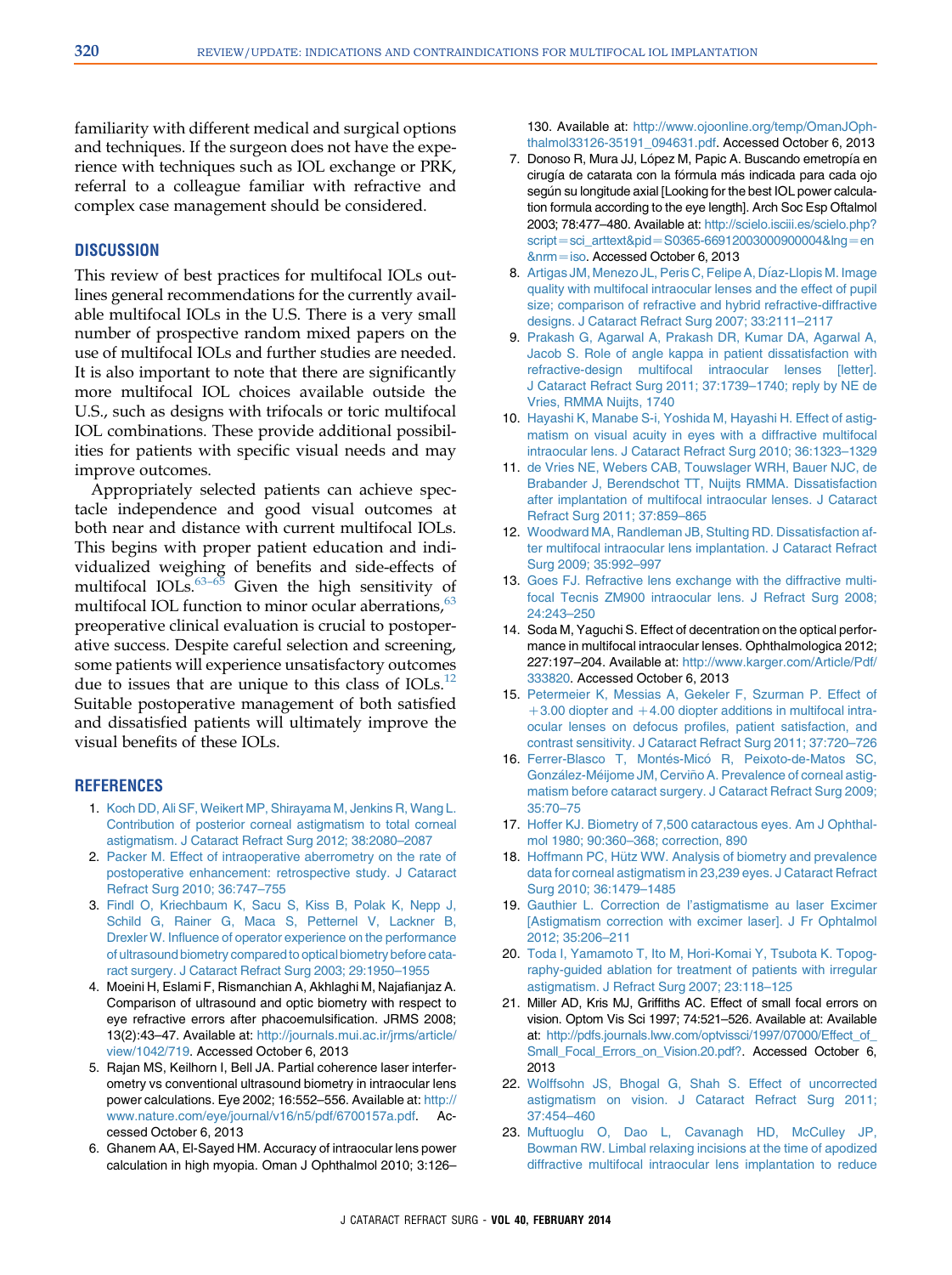familiarity with different medical and surgical options and techniques. If the surgeon does not have the experience with techniques such as IOL exchange or PRK, referral to a colleague familiar with refractive and complex case management should be considered.

## DISCUSSION

This review of best practices for multifocal IOLs outlines general recommendations for the currently available multifocal IOLs in the U.S. There is a very small number of prospective random mixed papers on the use of multifocal IOLs and further studies are needed. It is also important to note that there are significantly more multifocal IOL choices available outside the U.S., such as designs with trifocals or toric multifocal IOL combinations. These provide additional possibilities for patients with specific visual needs and may improve outcomes.

Appropriately selected patients can achieve spectacle independence and good visual outcomes at both near and distance with current multifocal IOLs. This begins with proper patient education and individualized weighing of benefits and side-effects of multifocal IOLs.[63–65] Given the high sensitivity of multifocal IOL function to minor ocular aberrations,[63] preoperative clinical evaluation is crucial to postoperative success. Despite careful selection and screening, some patients will experience unsatisfactory outcomes due to issues that are unique to this class of IOLs.[12] Suitable postoperative management of both satisfied and dissatisfied patients will ultimately improve the visual benefits of these IOLs.

## REFERENCES

1. Koch DD, Ali SF, Weikert MP, Shirayama M, Jenkins R, Wang L. Contribution of posterior corneal astigmatism to total corneal astigmatism. J Cataract Refract Surg 2012; 38:2080–2087
2. Packer M. Effect of intraoperative aberrometry on the rate of postoperative enhancement: retrospective study. J Cataract Refract Surg 2010; 36:747–755
3. Findl O, Kriechbaum K, Sacu S, Kiss B, Polak K, Nepp J, Schild G, Rainer G, Maca S, Petternel V, Lackner B, Drexler W. Influence of operator experience on the performance of ultrasound biometry compared to optical biometry before cataract surgery. J Cataract Refract Surg 2003; 29:1950–1955
4. Moeini H, Eslami F, Rismanchian A, Akhlaghi M, Najafianjaz A. Comparison of ultrasound and optic biometry with respect to eye refractive errors after phacoemulsification. JRMS 2008; 13(2):43–47. Available at: http://journals.mui.ac.ir/jrms/article/view/1042/719. Accessed October 6, 2013
5. Rajan MS, Keilhorn I, Bell JA. Partial coherence laser interferometry vs conventional ultrasound biometry in intraocular lens power calculations. Eye 2002; 16:552–556. Available at: http://www.nature.com/eye/journal/v16/n5/pdf/6700157a.pdf. Accessed October 6, 2013
6. Ghanem AA, El-Sayed HM. Accuracy of intraocular lens power calculation in high myopia. Oman J Ophthalmol 2010; 3:126–130. Available at: http://www.ojoonline.org/temp/OmanJOphthalmol33126-35191_094631.pdf. Accessed October 6, 2013
7. Donoso R, Mura JJ, López M, Papic A. Buscando emetropía en cirugía de catarata con la fórmula más indicada para cada ojo según su longitude axial [Looking for the best IOL power calculation formula according to the eye length]. Arch Soc Esp Oftalmol 2003; 78:477–480. Available at: http://scielo.isciii.es/scielo.php?script=sci_arttext&pid=S0365-66912003000900004&lng=en&nrm=iso. Accessed October 6, 2013
8. Artigas JM, Menezo JL, Peris C, Felipe A, Díaz-Llopis M. Image quality with multifocal intraocular lenses and the effect of pupil size; comparison of refractive and hybrid refractive-diffractive designs. J Cataract Refract Surg 2007; 33:2111–2117
9. Prakash G, Agarwal A, Prakash DR, Kumar DA, Agarwal A, Jacob S. Role of angle kappa in patient dissatisfaction with refractive-design multifocal intraocular lenses [letter]. J Cataract Refract Surg 2011; 37:1739–1740; reply by NE de Vries, RMMA Nuijts, 1740
10. Hayashi K, Manabe S-i, Yoshida M, Hayashi H. Effect of astigmatism on visual acuity in eyes with a diffractive multifocal intraocular lens. J Cataract Refract Surg 2010; 36:1323–1329
11. de Vries NE, Webers CAB, Touwslager WRH, Bauer NJC, de Brabander J, Berendschot TT, Nuijts RMMA. Dissatisfaction after implantation of multifocal intraocular lenses. J Cataract Refract Surg 2011; 37:859–865
12. Woodward MA, Randleman JB, Stulting RD. Dissatisfaction after multifocal intraocular lens implantation. J Cataract Refract Surg 2009; 35:992–997
13. Goes FJ. Refractive lens exchange with the diffractive multifocal Tecnis ZM900 intraocular lens. J Refract Surg 2008; 24:243–250
14. Soda M, Yaguchi S. Effect of decentration on the optical performance in multifocal intraocular lenses. Ophthalmologica 2012; 227:197–204. Available at: http://www.karger.com/Article/Pdf/333820. Accessed October 6, 2013
15. Petermeier K, Messias A, Gekeler F, Szurman P. Effect of +3.00 diopter and +4.00 diopter additions in multifocal intraocular lenses on defocus profiles, patient satisfaction, and contrast sensitivity. J Cataract Refract Surg 2011; 37:720–726
16. Ferrer-Blasco T, Montés-Micó R, Peixoto-de-Matos SC, González-Méijome JM, Cerviño A. Prevalence of corneal astigmatism before cataract surgery. J Cataract Refract Surg 2009; 35:70–75
17. Hoffer KJ. Biometry of 7,500 cataractous eyes. Am J Ophthalmol 1980; 90:360–368; correction, 890
18. Hoffmann PC, Hütz WW. Analysis of biometry and prevalence data for corneal astigmatism in 23,239 eyes. J Cataract Refract Surg 2010; 36:1479–1485
19. Gauthier L. Correction de l'astigmatisme au laser Excimer [Astigmatism correction with excimer laser]. J Fr Ophtalmol 2012; 35:206–211
20. Toda I, Yamamoto T, Ito M, Hori-Komai Y, Tsubota K. Topography-guided ablation for treatment of patients with irregular astigmatism. J Refract Surg 2007; 23:118–125
21. Miller AD, Kris MJ, Griffiths AC. Effect of small focal errors on vision. Optom Vis Sci 1997; 74:521–526. Available at: Available at: http://pdfs.journals.lww.com/optvissci/1997/07000/Effect_of_Small_Focal_Errors_on_Vision.20.pdf?. Accessed October 6, 2013
22. Wolffsohn JS, Bhogal G, Shah S. Effect of uncorrected astigmatism on vision. J Cataract Refract Surg 2011; 37:454–460
23. Muftuoglu O, Dao L, Cavanagh HD, McCulley JP, Bowman RW. Limbal relaxing incisions at the time of apodized diffractive multifocal intraocular lens implantation to reduce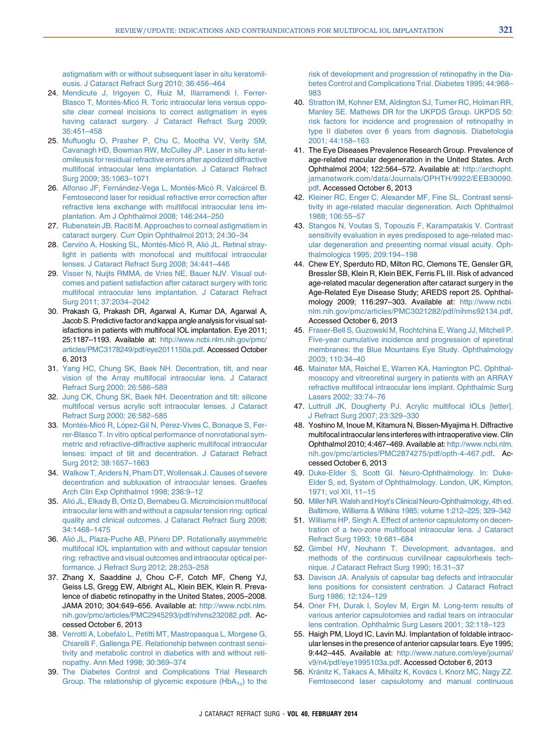astigmatism with or without subsequent laser in situ keratomileusis. J Cataract Refract Surg 2010; 36:456–464

24. Mendicute J, Irigoyen C, Ruiz M, Illarramendi I, Ferrer-Blasco T, Montés-Micó R. Toric intraocular lens versus opposite clear corneal incisions to correct astigmatism in eyes having cataract surgery. J Cataract Refract Surg 2009; 35:451–458
25. Muftuoglu O, Prasher P, Chu C, Mootha VV, Verity SM, Cavanagh HD, Bowman RW, McCulley JP. Laser in situ keratomileusis for residual refractive errors after apodized diffractive multifocal intraocular lens implantation. J Cataract Refract Surg 2009; 35:1063–1071
26. Alfonso JF, Fernández-Vega L, Montés-Micó R, Valcárcel B. Femtosecond laser for residual refractive error correction after refractive lens exchange with multifocal intraocular lens implantation. Am J Ophthalmol 2008; 146:244–250
27. Rubenstein JB, Raciti M. Approaches to corneal astigmatism in cataract surgery. Curr Opin Ophthalmol 2013; 24:30–34
28. Cerviño A, Hosking SL, Montés-Micó R, Alió JL. Retinal straylight in patients with monofocal and multifocal intraocular lenses. J Cataract Refract Surg 2008; 34:441–446
29. Visser N, Nuijts RMMA, de Vries NE, Bauer NJV. Visual outcomes and patient satisfaction after cataract surgery with toric multifocal intraocular lens implantation. J Cataract Refract Surg 2011; 37:2034–2042
30. Prakash G, Prakash DR, Agarwal A, Kumar DA, Agarwal A, Jacob S. Predictive factor and kappa angle analysis for visual satisfactions in patients with multifocal IOL implantation. Eye 2011; 25:1187–1193. Available at: http://www.ncbi.nlm.nih.gov/pmc/articles/PMC3178249/pdf/eye2011150a.pdf. Accessed October 6, 2013
31. Yang HC, Chung SK, Baek NH. Decentration, tilt, and near vision of the Array multifocal intraocular lens. J Cataract Refract Surg 2000; 26:586–589
32. Jung CK, Chung SK, Baek NH. Decentration and tilt: silicone multifocal versus acrylic soft intraocular lenses. J Cataract Refract Surg 2000; 26:582–585
33. Montés-Micó R, López-Gil N, Pérez-Vives C, Bonaque S, Ferrer-Blasco T. In vitro optical performance of nonrotational symmetric and refractive-diffractive aspheric multifocal intraocular lenses: impact of tilt and decentration. J Cataract Refract Surg 2012; 38:1657–1663
34. Walkow T, Anders N, Pham DT, Wollensak J. Causes of severe decentration and subluxation of intraocular lenses. Graefes Arch Clin Exp Ophthalmol 1998; 236:9–12
35. Alió JL, Elkady B, Ortiz D, Bernabeu G. Microincision multifocal intraocular lens with and without a capsular tension ring: optical quality and clinical outcomes. J Cataract Refract Surg 2008; 34:1468–1475
36. Alió JL, Plaza-Puche AB, Piñero DP. Rotationally asymmetric multifocal IOL implantation with and without capsular tension ring: refractive and visual outcomes and intraocular optical performance. J Refract Surg 2012; 28:253–258
37. Zhang X, Saaddine J, Chou C-F, Cotch MF, Cheng YJ, Geiss LS, Gregg EW, Albright AL, Klein BEK, Klein R. Prevalence of diabetic retinopathy in the United States, 2005–2008. JAMA 2010; 304:649–656. Available at: http://www.ncbi.nlm.nih.gov/pmc/articles/PMC2945293/pdf/nihms232082.pdf. Accessed October 6, 2013
38. Verrotti A, Lobefalo L, Petitti MT, Mastropasqua L, Morgese G, Chiarelli F, Gallenga PE. Relationship between contrast sensitivity and metabolic control in diabetics with and without retinopathy. Ann Med 1998; 30:369–374
39. The Diabetes Control and Complications Trial Research Group. The relationship of glycemic exposure ($HbA_{1c}$) to the risk of development and progression of retinopathy in the Diabetes Control and Complications Trial. Diabetes 1995; 44:968–983
40. Stratton IM, Kohner EM, Aldington SJ, Turner RC, Holman RR, Manley SE. Mathews DR for the UKPDS Group. UKPDS 50: risk factors for incidence and progression of retinopathy in type II diabetes over 6 years from diagnosis. Diabetologia 2001; 44:158–163
41. The Eye Diseases Prevalence Research Group. Prevalence of age-related macular degeneration in the United States. Arch Ophthalmol 2004; 122:564–572. Available at: http://archopht.jamanetwork.com/data/Journals/OPHTH/9922/EEB30090.pdf. Accessed October 6, 2013
42. Kleiner RC, Enger C, Alexander MF, Fine SL. Contrast sensitivity in age-related macular degeneration. Arch Ophthalmol 1988; 106:55–57
43. Stangos N, Voutas S, Topouzis F, Karampatakis V. Contrast sensitivity evaluation in eyes predisposed to age-related macular degeneration and presenting normal visual acuity. Ophthalmologica 1995; 209:194–198
44. Chew EY, Sperduto RD, Milton RC, Clemons TE, Gensler GR, Bressler SB, Klein R, Klein BEK, Ferris FL III. Risk of advanced age-related macular degeneration after cataract surgery in the Age-Related Eye Disease Study; AREDS report 25. Ophthalmology 2009; 116:297–303. Available at: http://www.ncbi.nlm.nih.gov/pmc/articles/PMC3021282/pdf/nihms92134.pdf. Accessed October 6, 2013
45. Fraser-Bell S, Guzowski M, Rochtchina E, Wang JJ, Mitchell P. Five-year cumulative incidence and progression of epiretinal membranes: the Blue Mountains Eye Study. Ophthalmology 2003; 110:34–40
46. Mainster MA, Reichel E, Warren KA, Harrington PC. Ophthalmoscopy and vitreoretinal surgery in patients with an ARRAY refractive multifocal intraocular lens implant. Ophthalmic Surg Lasers 2002; 33:74–76
47. Luttrull JK, Dougherty PJ. Acrylic multifocal IOLs [letter]. J Refract Surg 2007; 23:329–330
48. Yoshino M, Inoue M, Kitamura N, Bissen-Miyajima H. Diffractive multifocal intraocular lens interferes with intraoperative view. Clin Ophthalmol 2010; 4:467–469. Available at: http://www.ncbi.nlm.nih.gov/pmc/articles/PMC2874275/pdf/opth-4-467.pdf. Accessed October 6, 2013
49. Duke-Elder S, Scott GI. Neuro-Ophthalmology. In: Duke-Elder S, ed, System of Ophthalmology. London, UK, Kimpton, 1971; vol XII, 11–15
50. Miller NR. Walsh and Hoyt's Clinical Neuro-Ophthalmology, 4th ed. Baltimore, Williams & Wilkins 1985; volume 1:212–225; 329–342
51. Williams HP, Singh A. Effect of anterior capsulotomy on decentration of a two-zone multifocal intraocular lens. J Cataract Refract Surg 1993; 19:681–684
52. Gimbel HV, Neuhann T. Development, advantages, and methods of the continuous curvilinear capsulorhexis technique. J Cataract Refract Surg 1990; 16:31–37
53. Davison JA. Analysis of capsular bag defects and intraocular lens positions for consistent centration. J Cataract Refract Surg 1986; 12:124–129
54. Oner FH, Durak I, Soylev M, Ergin M. Long-term results of various anterior capsulotomies and radial tears on intraocular lens centration. Ophthalmic Surg Lasers 2001; 32:118–123
55. Haigh PM, Lloyd IC, Lavin MJ. Implantation of foldable intraocular lenses in the presence of anterior capsular tears. Eye 1995; 9:442–445. Available at: http://www.nature.com/eye/journal/v9/n4/pdf/eye1995103a.pdf. Accessed October 6, 2013
56. Kránitz K, Takacs A, Miháltz K, Kovács I, Knorz MC, Nagy ZZ. Femtosecond laser capsulotomy and manual continuous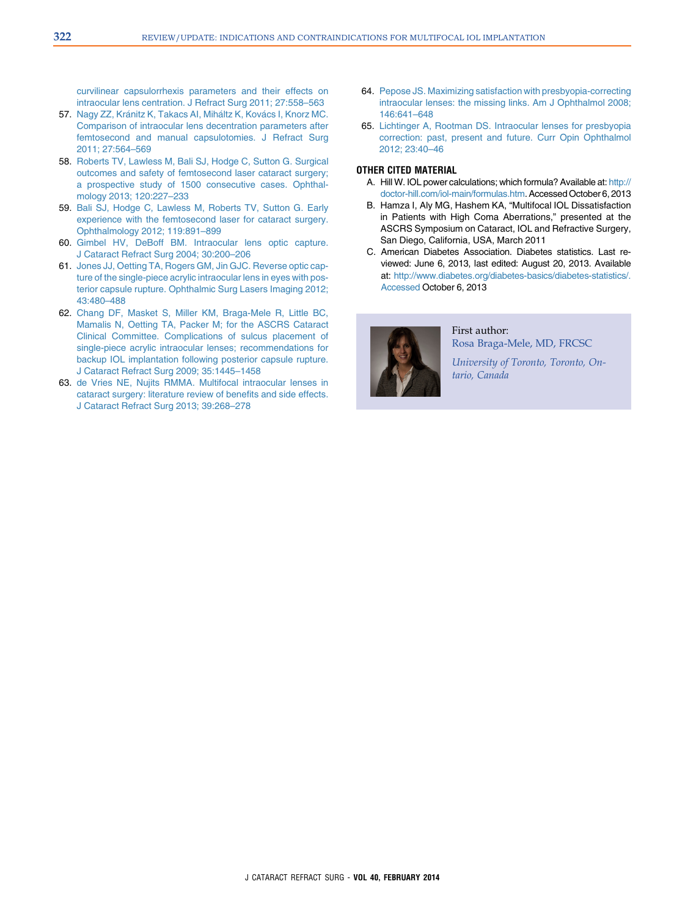curvilinear capsulorrhexis parameters and their effects on intraocular lens centration. J Refract Surg 2011; 27:558–563

57. Nagy ZZ, Kránitz K, Takacs AI, Mihátz K, Kovács I, Knorz MC. Comparison of intraocular lens decentration parameters after femtosecond and manual capsulotomies. J Refract Surg 2011; 27:564–569
58. Roberts TV, Lawless M, Bali SJ, Hodge C, Sutton G. Surgical outcomes and safety of femtosecond laser cataract surgery; a prospective study of 1500 consecutive cases. Ophthalmology 2013; 120:227–233
59. Bali SJ, Hodge C, Lawless M, Roberts TV, Sutton G. Early experience with the femtosecond laser for cataract surgery. Ophthalmology 2012; 119:891–899
60. Gimbel HV, DeBoff BM. Intraocular lens optic capture. J Cataract Refract Surg 2004; 30:200–206
61. Jones JJ, Oetting TA, Rogers GM, Jin GJC. Reverse optic capture of the single-piece acrylic intraocular lens in eyes with posterior capsule rupture. Ophthalmic Surg Lasers Imaging 2012; 43:480–488
62. Chang DF, Masket S, Miller KM, Braga-Mele R, Little BC, Mamalis N, Oetting TA, Packer M; for the ASCRS Cataract Clinical Committee. Complications of sulcus placement of single-piece acrylic intraocular lenses; recommendations for backup IOL implantation following posterior capsule rupture. J Cataract Refract Surg 2009; 35:1445–1458
63. de Vries NE, Nujits RMMA. Multifocal intraocular lenses in cataract surgery: literature review of benefits and side effects. J Cataract Refract Surg 2013; 39:268–278
64. Pepose JS. Maximizing satisfaction with presbyopia-correcting intraocular lenses: the missing links. Am J Ophthalmol 2008; 146:641–648
65. Lichtinger A, Rootman DS. Intraocular lenses for presbyopia correction: past, present and future. Curr Opin Ophthalmol 2012; 23:40–46

## OTHER CITED MATERIAL

A. Hill W. IOL power calculations; which formula? Available at: http://doctor-hill.com/iol-main/formulas.htm. Accessed October 6, 2013

B. Hamza I, Aly MG, Hashem KA, "Multifocal IOL Dissatisfaction in Patients with High Coma Aberrations," presented at the ASCRS Symposium on Cataract, IOL and Refractive Surgery, San Diego, California, USA, March 2011

C. American Diabetes Association. Diabetes statistics. Last reviewed: June 6, 2013, last edited: August 20, 2013. Available at: http://www.diabetes.org/diabetes-basics/diabetes-statistics/. Accessed October 6, 2013

First author:
Rosa Braga-Mele, MD, FRCSC

*University of Toronto, Toronto, Ontario, Canada*